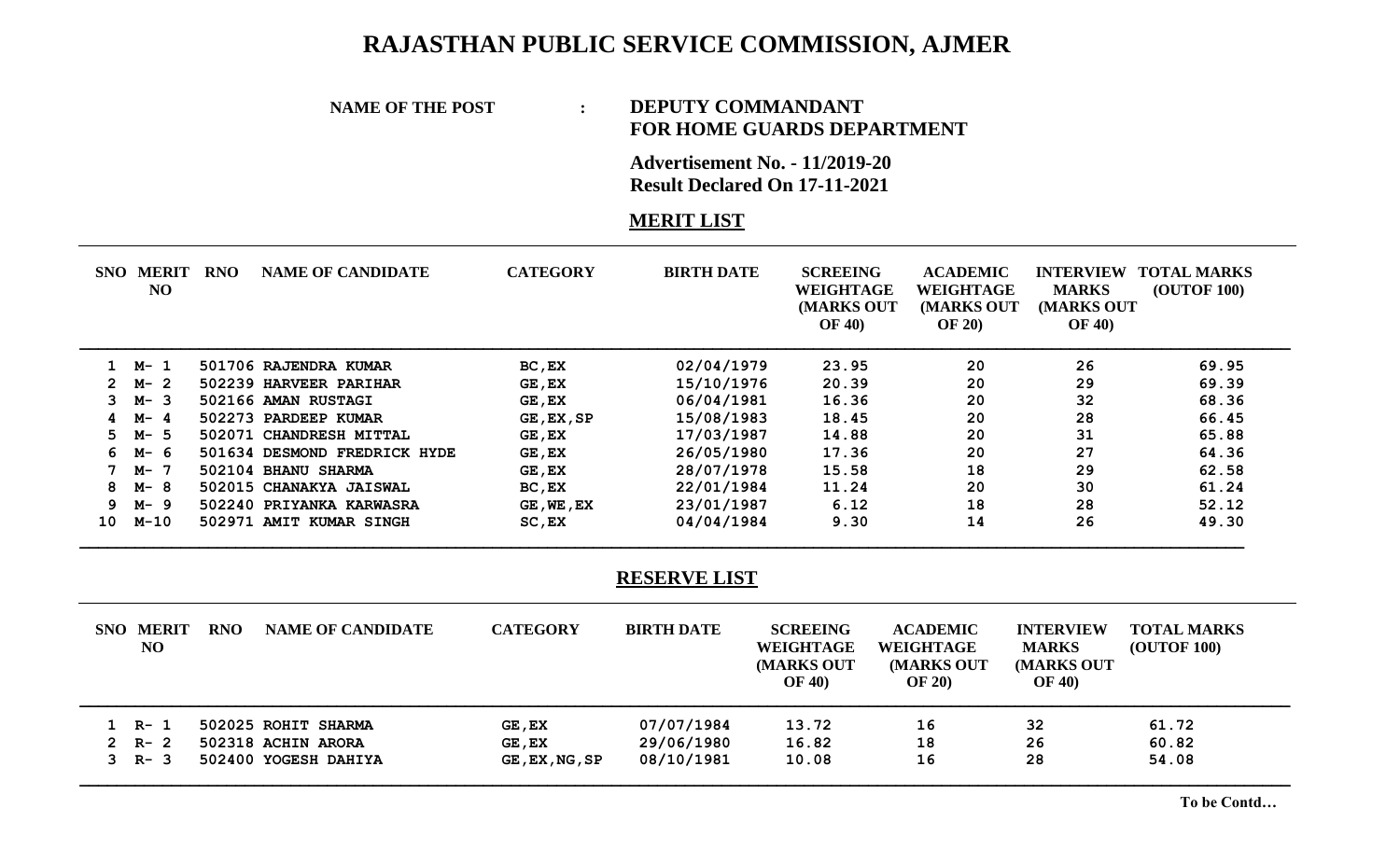# RAJASTHAN PUBLIC SERVICE COMMISSION, AJMER

**NAME OF THE POST : DEPUTY COMMANDANT FOR HOME GUARDS DEPARTMENT**

**Advertisement No. - 11/2019-20**
**Result Declared On 17-11-2021**

## MERIT LIST

| SNO | MERIT NO | RNO | NAME OF CANDIDATE | CATEGORY | BIRTH DATE | SCREEING WEIGHTAGE (MARKS OUT OF 40) | ACADEMIC WEIGHTAGE (MARKS OUT OF 20) | INTERVIEW MARKS (MARKS OUT OF 40) | TOTAL MARKS (OUTOF 100) |
|---|---|---|---|---|---|---|---|---|---|
| 1 | M- 1 | 501706 | RAJENDRA KUMAR | BC,EX | 02/04/1979 | 23.95 | 20 | 26 | 69.95 |
| 2 | M- 2 | 502239 | HARVEER PARIHAR | GE,EX | 15/10/1976 | 20.39 | 20 | 29 | 69.39 |
| 3 | M- 3 | 502166 | AMAN RUSTAGI | GE,EX | 06/04/1981 | 16.36 | 20 | 32 | 68.36 |
| 4 | M- 4 | 502273 | PARDEEP KUMAR | GE,EX,SP | 15/08/1983 | 18.45 | 20 | 28 | 66.45 |
| 5 | M- 5 | 502071 | CHANDRESH MITTAL | GE,EX | 17/03/1987 | 14.88 | 20 | 31 | 65.88 |
| 6 | M- 6 | 501634 | DESMOND FREDRICK HYDE | GE,EX | 26/05/1980 | 17.36 | 20 | 27 | 64.36 |
| 7 | M- 7 | 502104 | BHANU SHARMA | GE,EX | 28/07/1978 | 15.58 | 18 | 29 | 62.58 |
| 8 | M- 8 | 502015 | CHANAKYA JAISWAL | BC,EX | 22/01/1984 | 11.24 | 20 | 30 | 61.24 |
| 9 | M- 9 | 502240 | PRIYANKA KARWASRA | GE,WE,EX | 23/01/1987 | 6.12 | 18 | 28 | 52.12 |
| 10 | M-10 | 502971 | AMIT KUMAR SINGH | SC,EX | 04/04/1984 | 9.30 | 14 | 26 | 49.30 |

## RESERVE LIST

| SNO | MERIT NO | RNO | NAME OF CANDIDATE | CATEGORY | BIRTH DATE | SCREEING WEIGHTAGE (MARKS OUT OF 40) | ACADEMIC WEIGHTAGE (MARKS OUT OF 20) | INTERVIEW MARKS (MARKS OUT OF 40) | TOTAL MARKS (OUTOF 100) |
|---|---|---|---|---|---|---|---|---|---|
| 1 | R- 1 | 502025 | ROHIT SHARMA | GE,EX | 07/07/1984 | 13.72 | 16 | 32 | 61.72 |
| 2 | R- 2 | 502318 | ACHIN ARORA | GE,EX | 29/06/1980 | 16.82 | 18 | 26 | 60.82 |
| 3 | R- 3 | 502400 | YOGESH DAHIYA | GE,EX,NG,SP | 08/10/1981 | 10.08 | 16 | 28 | 54.08 |

To be Contd…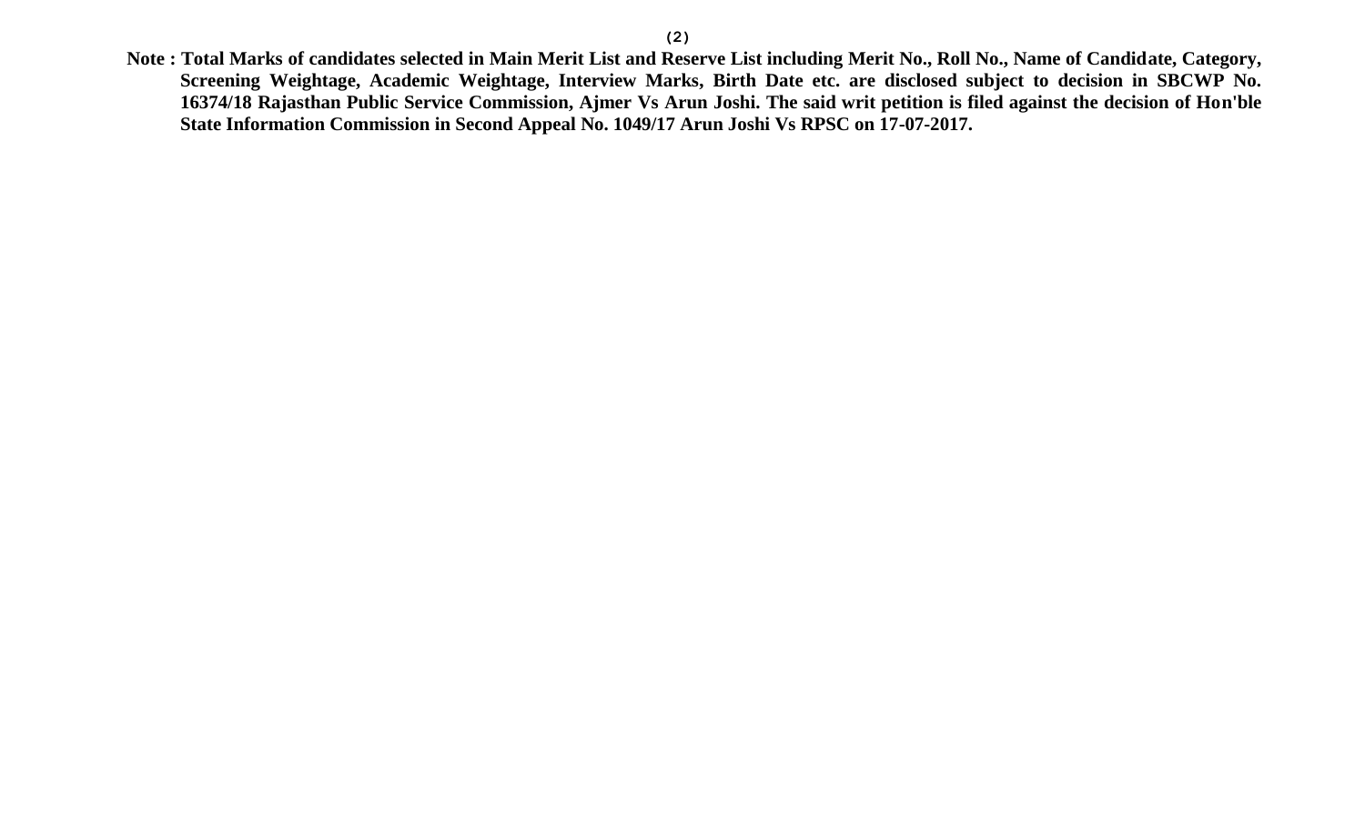**Note : Total Marks of candidates selected in Main Merit List and Reserve List including Merit No., Roll No., Name of Candidate, Category, Screening Weightage, Academic Weightage, Interview Marks, Birth Date etc. are disclosed subject to decision in SBCWP No. 16374/18 Rajasthan Public Service Commission, Ajmer Vs Arun Joshi. The said writ petition is filed against the decision of Hon'ble State Information Commission in Second Appeal No. 1049/17 Arun Joshi Vs RPSC on 17-07-2017.**